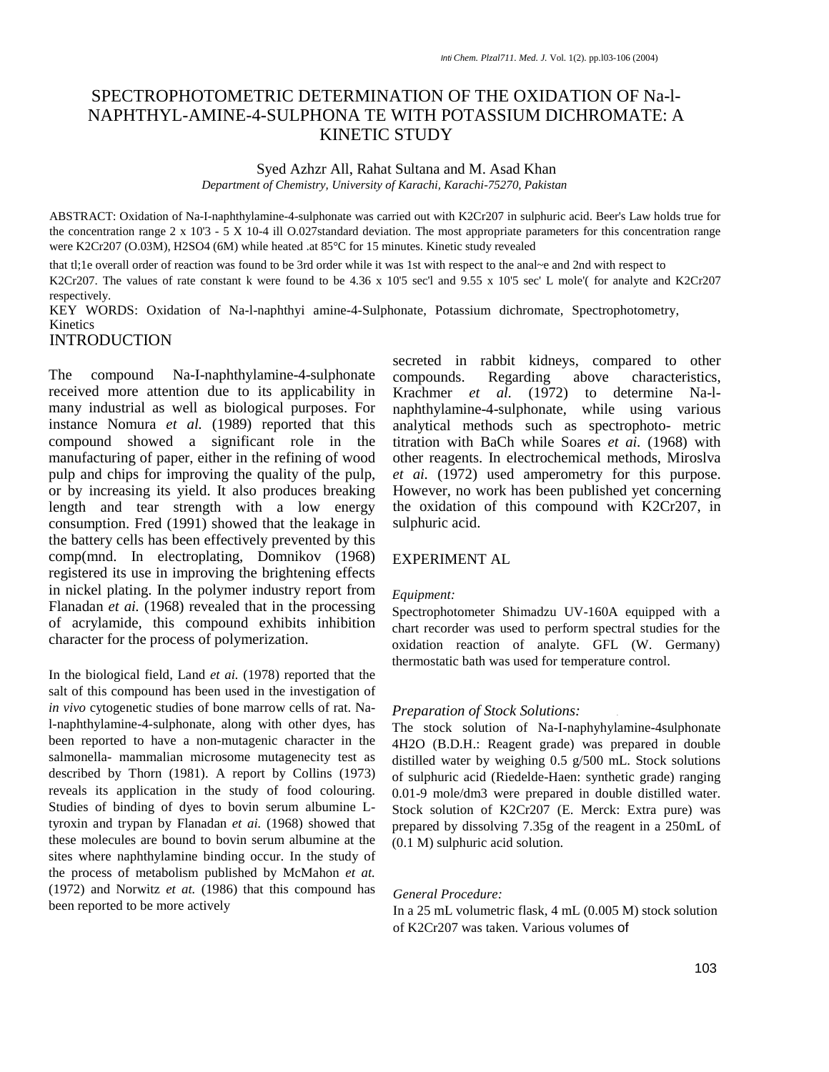# SPECTROPHOTOMETRIC DETERMINATION OF THE OXIDATION OF Na-l-NAPHTHYL-AMINE-4-SULPHONA TE WITH POTASSIUM DICHROMATE: A KINETIC STUDY

Syed Azhzr All, Rahat Sultana and M. Asad Khan

*Department of Chemistry, University of Karachi, Karachi-75270, Pakistan*

ABSTRACT: Oxidation of Na-I-naphthylamine-4-sulphonate was carried out with $K_2Cr_2O_7$ in sulphuric acid. Beer's Law holds true for the concentration range 2 x 10'3 - 5 X 10-4 ill O.027standard deviation. The most appropriate parameters for this concentration range were $K_2Cr_2O_7$ (O.03M), $H_2SO_4$ (6M) while heated .at 85°C for 15 minutes. Kinetic study revealed that tl;1e overall order of reaction was found to be 3rd order while it was 1st with respect to the anal~e and 2nd with respect to $K_2Cr_2O_7$. The values of rate constant k were found to be 4.36 x 10'5 sec'l and 9.55 x 10'5 sec' L mole'( for analyte and $K_2Cr_2O_7$ respectively.

KEY WORDS: Oxidation of Na-l-naphthyi amine-4-Sulphonate, Potassium dichromate, Spectrophotometry, Kinetics

## INTRODUCTION

The compound Na-I-naphthylamine-4-sulphonate received more attention due to its applicability in many industrial as well as biological purposes. For instance Nomura *et al.* (1989) reported that this compound showed a significant role in the manufacturing of paper, either in the refining of wood pulp and chips for improving the quality of the pulp, or by increasing its yield. It also produces breaking length and tear strength with a low energy consumption. Fred (1991) showed that the leakage in the battery cells has been effectively prevented by this comp(mnd. In electroplating, Domnikov (1968) registered its use in improving the brightening effects in nickel plating. In the polymer industry report from Flanadan *et ai.* (1968) revealed that in the processing of acrylamide, this compound exhibits inhibition character for the process of polymerization.

In the biological field, Land *et ai.* (1978) reported that the salt of this compound has been used in the investigation of *in vivo* cytogenetic studies of bone marrow cells of rat. Na-l-naphthylamine-4-sulphonate, along with other dyes, has been reported to have a non-mutagenic character in the salmonella- mammalian microsome mutagenecity test as described by Thorn (1981). A report by Collins (1973) reveals its application in the study of food colouring. Studies of binding of dyes to bovin serum albumine L-tyroxin and trypan by Flanadan *et ai.* (1968) showed that these molecules are bound to bovin serum albumine at the sites where naphthylamine binding occur. In the study of the process of metabolism published by McMahon *et at.* (1972) and Norwitz *et at.* (1986) that this compound has been reported to be more actively secreted in rabbit kidneys, compared to other compounds. Regarding above characteristics, Krachmer *et al.* (1972) to determine Na-l-naphthylamine-4-sulphonate, while using various analytical methods such as spectrophoto- metric titration with BaCh while Soares *et ai.* (1968) with other reagents. In electrochemical methods, Miroslva *et ai.* (1972) used amperometry for this purpose. However, no work has been published yet concerning the oxidation of this compound with $K_2Cr_2O_7$, in sulphuric acid.

## EXPERIMENT AL

*Equipment:*

Spectrophotometer Shimadzu UV-160A equipped with a chart recorder was used to perform spectral studies for the oxidation reaction of analyte. GFL (W. Germany) thermostatic bath was used for temperature control.

*Preparation of Stock Solutions:*

The stock solution of Na-I-naphyhylamine-4sulphonate $4H_2O$ (B.D.H.: Reagent grade) was prepared in double distilled water by weighing 0.5 g/500 mL. Stock solutions of sulphuric acid (Riedelde-Haen: synthetic grade) ranging 0.01-9 mole/dm3 were prepared in double distilled water. Stock solution of $K_2Cr_2O_7$ (E. Merck: Extra pure) was prepared by dissolving 7.35g of the reagent in a 250mL of (0.1 M) sulphuric acid solution.

*General Procedure:*

In a 25 mL volumetric flask, 4 mL (0.005 M) stock solution of $K_2Cr_2O_7$ was taken. Various volumes of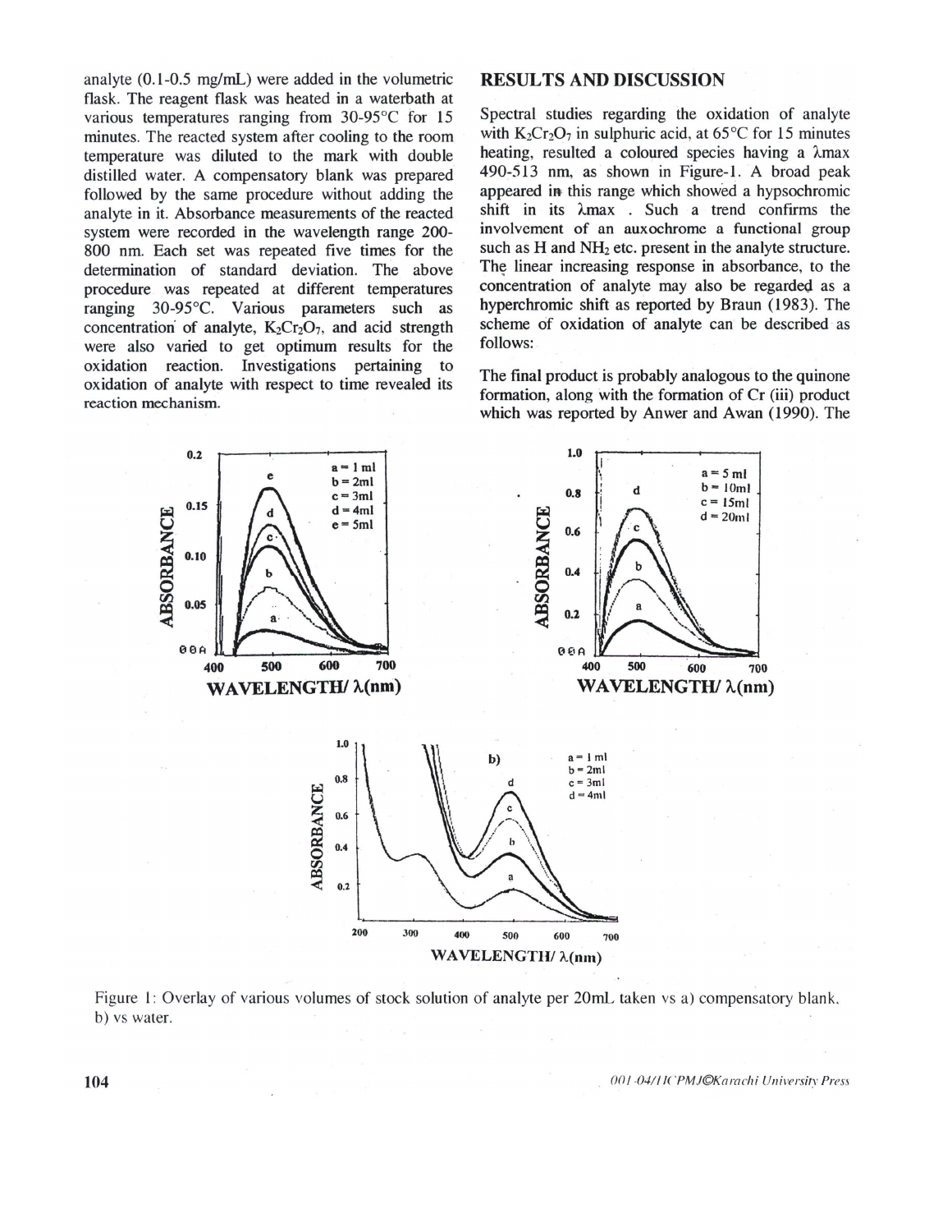analyte (0.1-0.5 mg/mL) were added in the volumetric flask. The reagent flask was heated in a waterbath at various temperatures ranging from 30-95°C for 15 minutes. The reacted system after cooling to the room temperature was diluted to the mark with double distilled water. A compensatory blank was prepared followed by the same procedure without adding the analyte in it. Absorbance measurements of the reacted system were recorded in the wavelength range 200-800 nm. Each set was repeated five times for the determination of standard deviation. The above procedure was repeated at different temperatures ranging 30-95°C. Various parameters such as concentration of analyte, $K_2Cr_2O_7$, and acid strength were also varied to get optimum results for the oxidation reaction. Investigations pertaining to oxidation of analyte with respect to time revealed its reaction mechanism.

## RESULTS AND DISCUSSION

Spectral studies regarding the oxidation of analyte with $K_2Cr_2O_7$ in sulphuric acid, at 65°C for 15 minutes heating, resulted a coloured species having a $\lambda$max 490-513 nm, as shown in Figure-1. A broad peak appeared in this range which showed a hypsochromic shift in its $\lambda$max . Such a trend confirms the involvement of an auxochrome a functional group such as H and $NH_2$ etc. present in the analyte structure. The linear increasing response in absorbance, to the concentration of analyte may also be regarded as a hyperchromic shift as reported by Braun (1983). The scheme of oxidation of analyte can be described as follows:

The final product is probably analogous to the quinone formation, along with the formation of Cr (iii) product which was reported by Anwer and Awan (1990). The

Figure 1: Overlay of various volumes of stock solution of analyte per 20mL taken vs a) compensatory blank, b) vs water.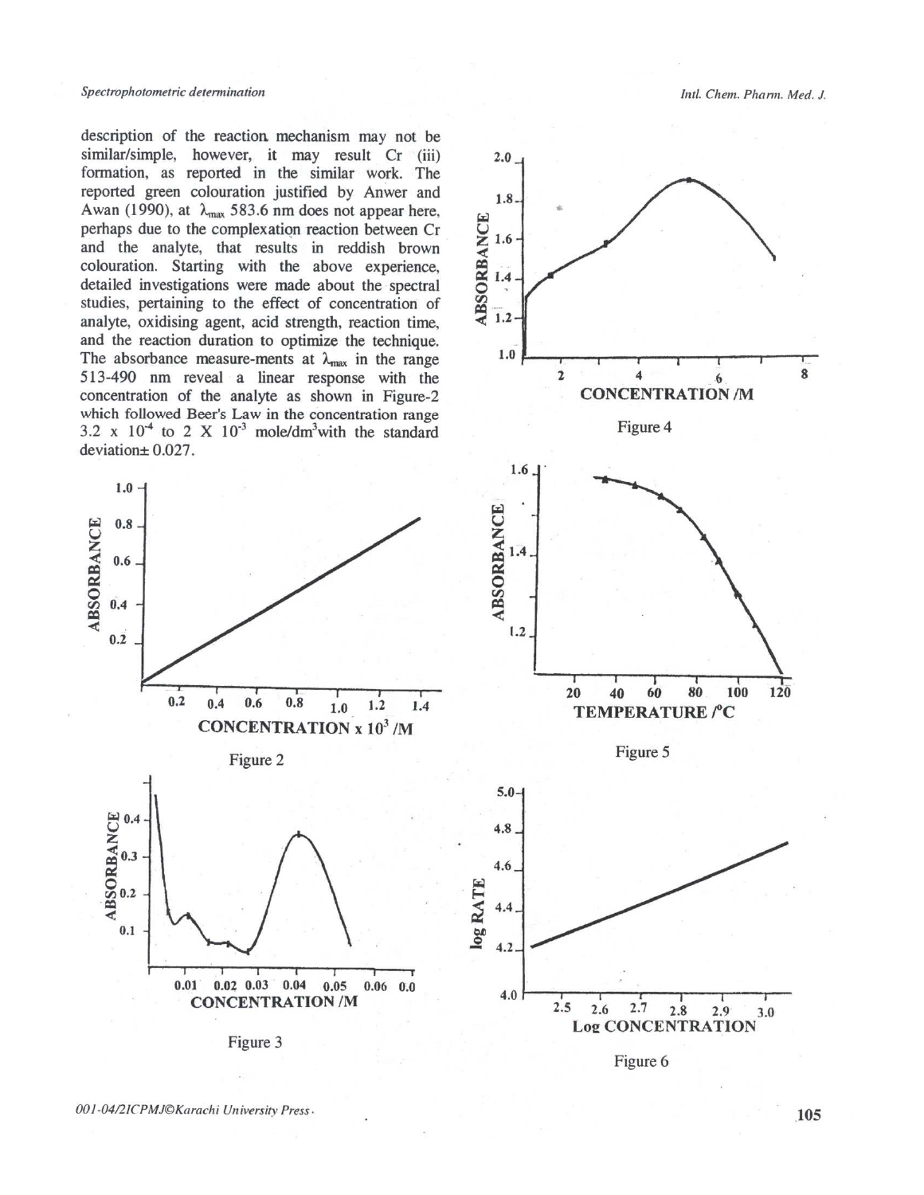description of the reaction mechanism may not be similar/simple, however, it may result Cr (iii) formation, as reported in the similar work. The reported green colouration justified by Anwer and Awan (1990), at $\lambda_{max}$ 583.6 nm does not appear here, perhaps due to the complexation reaction between Cr and the analyte, that results in reddish brown colouration. Starting with the above experience, detailed investigations were made about the spectral studies, pertaining to the effect of concentration of analyte, oxidising agent, acid strength, reaction time, and the reaction duration to optimize the technique. The absorbance measure-ments at $\lambda_{max}$ in the range 513-490 nm reveal a linear response with the concentration of the analyte as shown in Figure-2 which followed Beer's Law in the concentration range $3.2 \times 10^{-4}$ to $2 \times 10^{-3}$ mole/dm$^3$with the standard deviation± 0.027.

Figure 2

Figure 3

Figure 4

Figure 5

Figure 6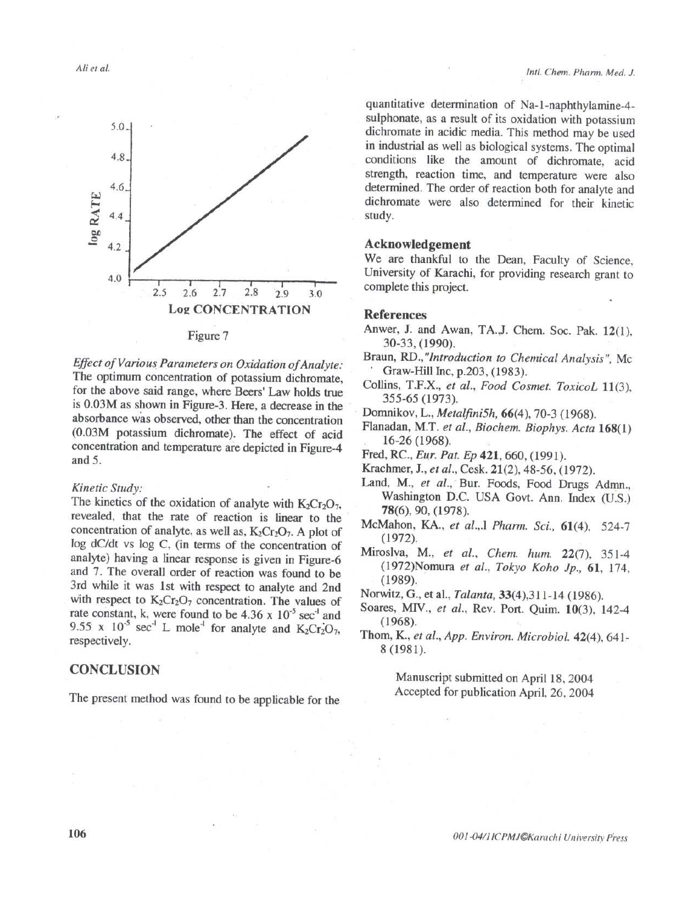5.0
4.8
4.6
4.4
4.2
4.0

log RATE

2.5 2.6 2.7 2.8 2.9 3.0

Log CONCENTRATION

Figure 7

*Effect of Various Parameters on Oxidation of Analyte:* The optimum concentration of potassium dichromate, for the above said range, where Beers' Law holds true is 0.03M as shown in Figure-3. Here, a decrease in the absorbance was observed, other than the concentration (0.03M potassium dichromate). The effect of acid concentration and temperature are depicted in Figure-4 and 5.

*Kinetic Study:*

The kinetics of the oxidation of analyte with $K_2Cr_2O_7$, revealed, that the rate of reaction is linear to the concentration of analyte. as well as, $K_2Cr_2O_7$. A plot of log dC/dt vs log C, (in terms of the concentration of analyte) having a linear response is given in Figure-6 and 7. The overall order of reaction was found to be 3rd while it was 1st with respect to analyte and 2nd with respect to $K_2Cr_2O_7$ concentration. The values of rate constant, k, were found to be $4.36 \times 10^{-5}$ $sec^{-1}$ and $9.55 \times 10^{-5}$ $sec^{-1}$ L $mole^{-1}$ for analyte and $K_2Cr_2O_7$, respectively.

## CONCLUSION

The present method was found to be applicable for the quantitative determination of Na-1-naphthylamine-4-sulphonate, as a result of its oxidation with potassium dichromate in acidic media. This method may be used in industrial as well as biological systems. The optimal conditions like the amount of dichromate, acid strength, reaction time, and temperature were also determined. The order of reaction both for analyte and dichromate were also determined for their kinetic study.

### Acknowledgement

We are thankful to the Dean, Faculty of Science, University of Karachi, for providing research grant to complete this project.

### References

Anwer, J. and Awan, TA.J. Chem. Soc. Pak. **12**(1), 30-33, (1990).

Braun, RD.,*"Introduction to Chemical Analysis"*, Mc Graw-Hill Inc, p.203, (1983).

Collins, T.F.X., *et al., Food Cosmet. ToxicoL* **11**(3), 355-65 (1973).

Domnikov, L., *Metalfini5h,* **66**(4), 70-3 (1968).

Flanadan, M.T. *et al., Biochem. Biophys. Acta* **168**(1) 16-26 (1968).

Fred, RC., *Eur. Pat. Ep* **421**, 660, (1991).

Krachmer, J., *et al.*, Cesk. **21**(2), 48-56, (1972).

Land, M., *et al.*, Bur. Foods, Food Drugs Admn., Washington D.C. USA Govt. Ann. Index (U.S.) **78**(6), 90, (1978).

McMahon, KA., *et al.,.*1 *Pharm. Sci.,* **61**(4), 524-7 (1972).

Miroslva, M., *et al., Chem. hum.* **22**(7), 351-4 (1972)Nomura *et al., Tokyo Koho Jp.,* **61**, 174, (1989).

Norwitz, G., et al., *Talanta,* **33**(4),311-14 (1986).

Soares, MIV., *et al.*, Rev. Port. Quim. **10**(3), 142-4 (1968).

Thom, K., *et al., App. Environ. Microbiol.* **42**(4), 641-8 (1981).

Manuscript submitted on April 18, 2004
Accepted for publication April, 26, 2004